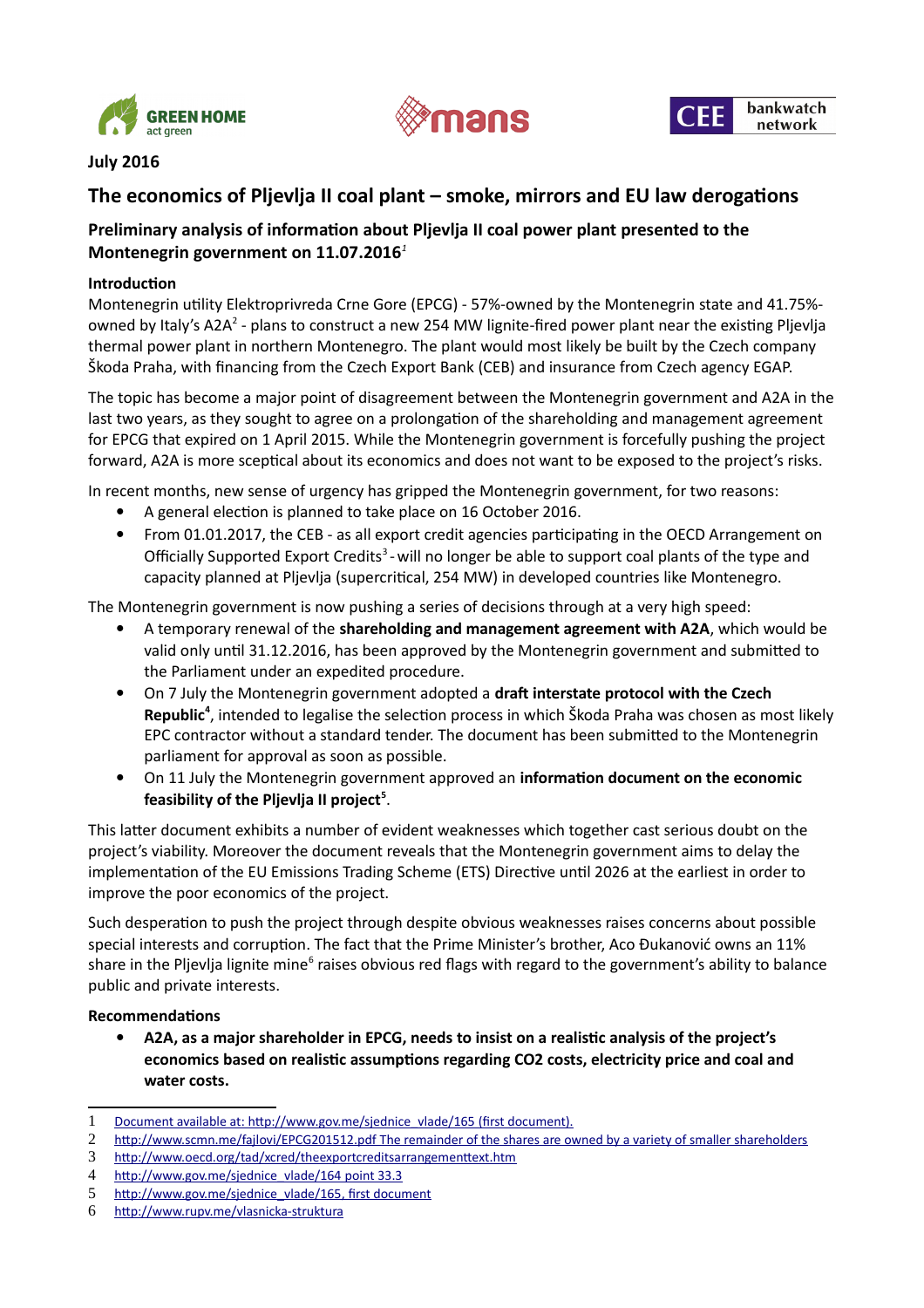July 2016

# The economics of Pljevlja II coal plant – smoke, mirrors and EU law derogations

## Preliminary analysis of information about Pljevlja II coal power plant presented to the Montenegrin government on 11.07.2016[1]

### Introduction

Montenegrin utility Elektroprivreda Crne Gore (EPCG) - 57%-owned by the Montenegrin state and 41.75%-owned by Italy's A2A[2] - plans to construct a new 254 MW lignite-fired power plant near the existing Pljevlja thermal power plant in northern Montenegro. The plant would most likely be built by the Czech company Škoda Praha, with financing from the Czech Export Bank (CEB) and insurance from Czech agency EGAP.

The topic has become a major point of disagreement between the Montenegrin government and A2A in the last two years, as they sought to agree on a prolongation of the shareholding and management agreement for EPCG that expired on 1 April 2015. While the Montenegrin government is forcefully pushing the project forward, A2A is more sceptical about its economics and does not want to be exposed to the project's risks.

In recent months, new sense of urgency has gripped the Montenegrin government, for two reasons:

- A general election is planned to take place on 16 October 2016.
- From 01.01.2017, the CEB - as all export credit agencies participating in the OECD Arrangement on Officially Supported Export Credits[3] - will no longer be able to support coal plants of the type and capacity planned at Pljevlja (supercritical, 254 MW) in developed countries like Montenegro.

The Montenegrin government is now pushing a series of decisions through at a very high speed:

- A temporary renewal of the **shareholding and management agreement with A2A**, which would be valid only until 31.12.2016, has been approved by the Montenegrin government and submitted to the Parliament under an expedited procedure.
- On 7 July the Montenegrin government adopted a **draft interstate protocol with the Czech Republic**[4], intended to legalise the selection process in which Škoda Praha was chosen as most likely EPC contractor without a standard tender. The document has been submitted to the Montenegrin parliament for approval as soon as possible.
- On 11 July the Montenegrin government approved an **information document on the economic feasibility of the Pljevlja II project**[5].

This latter document exhibits a number of evident weaknesses which together cast serious doubt on the project's viability. Moreover the document reveals that the Montenegrin government aims to delay the implementation of the EU Emissions Trading Scheme (ETS) Directive until 2026 at the earliest in order to improve the poor economics of the project.

Such desperation to push the project through despite obvious weaknesses raises concerns about possible special interests and corruption. The fact that the Prime Minister's brother, Aco Đukanović owns an 11% share in the Pljevlja lignite mine[6] raises obvious red flags with regard to the government's ability to balance public and private interests.

### Recommendations

- **A2A, as a major shareholder in EPCG, needs to insist on a realistic analysis of the project's economics based on realistic assumptions regarding CO2 costs, electricity price and coal and water costs.**

---

1. Document available at: http://www.gov.me/sjednice_vlade/165 (first document).
2. http://www.scmn.me/fajlovi/EPCG201512.pdf The remainder of the shares are owned by a variety of smaller shareholders
3. http://www.oecd.org/tad/xcred/theexportcreditsarrangementtext.htm
4. http://www.gov.me/sjednice_vlade/164 point 33.3
5. http://www.gov.me/sjednice_vlade/165, first document
6. http://www.rupv.me/vlasnicka-struktura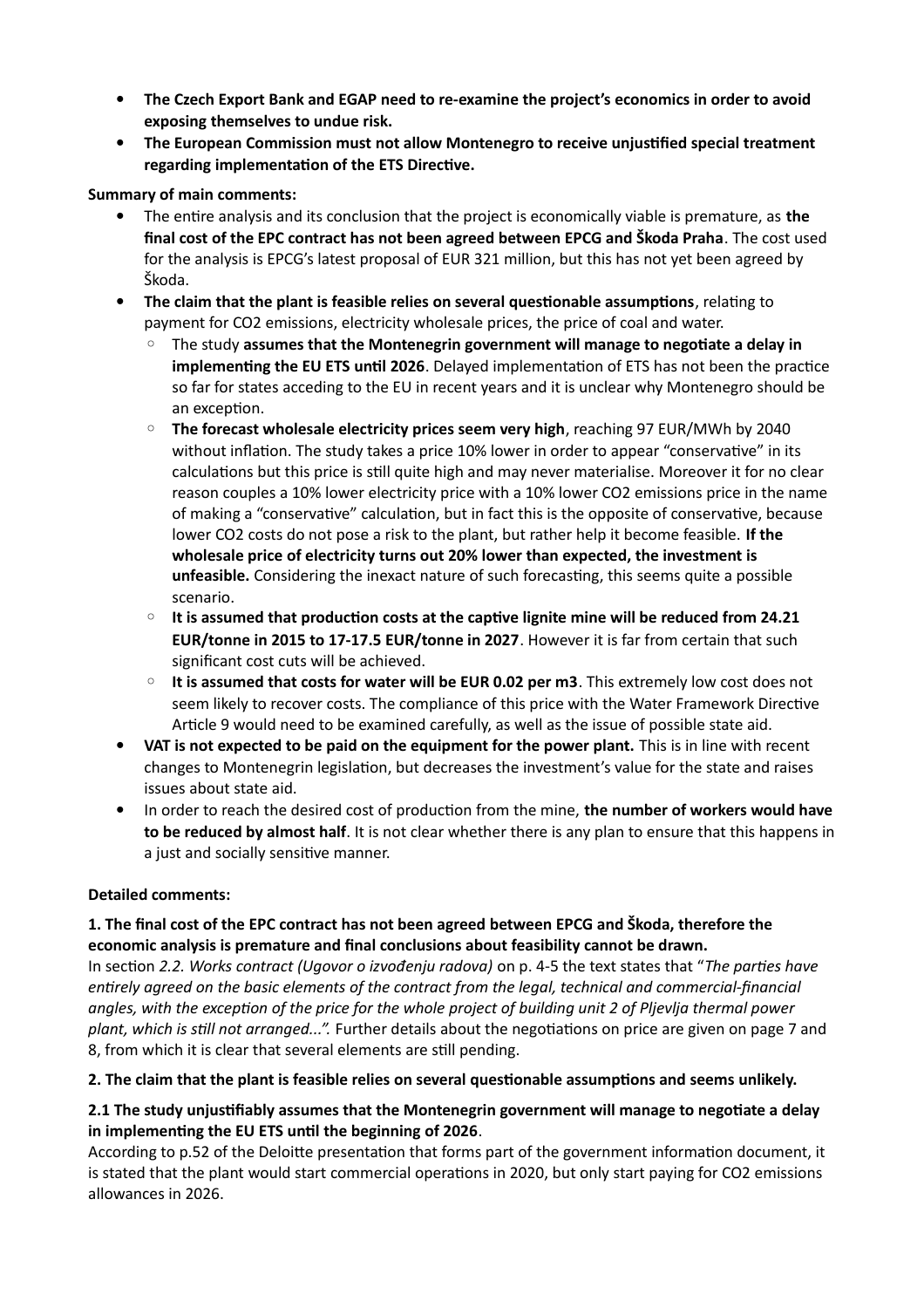- **The Czech Export Bank and EGAP need to re-examine the project's economics in order to avoid exposing themselves to undue risk.**
- **The European Commission must not allow Montenegro to receive unjustified special treatment regarding implementation of the ETS Directive.**

**Summary of main comments:**

- The entire analysis and its conclusion that the project is economically viable is premature, as **the final cost of the EPC contract has not been agreed between EPCG and Škoda Praha**. The cost used for the analysis is EPCG's latest proposal of EUR 321 million, but this has not yet been agreed by Škoda.
- **The claim that the plant is feasible relies on several questionable assumptions**, relating to payment for $CO_2$ emissions, electricity wholesale prices, the price of coal and water.
  - The study **assumes that the Montenegrin government will manage to negotiate a delay in implementing the EU ETS until 2026**. Delayed implementation of ETS has not been the practice so far for states acceding to the EU in recent years and it is unclear why Montenegro should be an exception.
  - **The forecast wholesale electricity prices seem very high**, reaching 97 EUR/MWh by 2040 without inflation. The study takes a price 10% lower in order to appear "conservative" in its calculations but this price is still quite high and may never materialise. Moreover it for no clear reason couples a 10% lower electricity price with a 10% lower $CO_2$ emissions price in the name of making a "conservative" calculation, but in fact this is the opposite of conservative, because lower $CO_2$ costs do not pose a risk to the plant, but rather help it become feasible. **If the wholesale price of electricity turns out 20% lower than expected, the investment is unfeasible.** Considering the inexact nature of such forecasting, this seems quite a possible scenario.
  - **It is assumed that production costs at the captive lignite mine will be reduced from 24.21 EUR/tonne in 2015 to 17-17.5 EUR/tonne in 2027**. However it is far from certain that such significant cost cuts will be achieved.
  - **It is assumed that costs for water will be EUR 0.02 per m3**. This extremely low cost does not seem likely to recover costs. The compliance of this price with the Water Framework Directive Article 9 would need to be examined carefully, as well as the issue of possible state aid.
- **VAT is not expected to be paid on the equipment for the power plant.** This is in line with recent changes to Montenegrin legislation, but decreases the investment's value for the state and raises issues about state aid.
- In order to reach the desired cost of production from the mine, **the number of workers would have to be reduced by almost half**. It is not clear whether there is any plan to ensure that this happens in a just and socially sensitive manner.

**Detailed comments:**

**1. The final cost of the EPC contract has not been agreed between EPCG and Škoda, therefore the economic analysis is premature and final conclusions about feasibility cannot be drawn.**

In section *2.2. Works contract (Ugovor o izvođenju radova)* on p. 4-5 the text states that "*The parties have entirely agreed on the basic elements of the contract from the legal, technical and commercial-financial angles, with the exception of the price for the whole project of building unit 2 of Pljevlja thermal power plant, which is still not arranged...".* Further details about the negotiations on price are given on page 7 and 8, from which it is clear that several elements are still pending.

**2. The claim that the plant is feasible relies on several questionable assumptions and seems unlikely.**

**2.1 The study unjustifiably assumes that the Montenegrin government will manage to negotiate a delay in implementing the EU ETS until the beginning of 2026**.

According to p.52 of the Deloitte presentation that forms part of the government information document, it is stated that the plant would start commercial operations in 2020, but only start paying for $CO_2$ emissions allowances in 2026.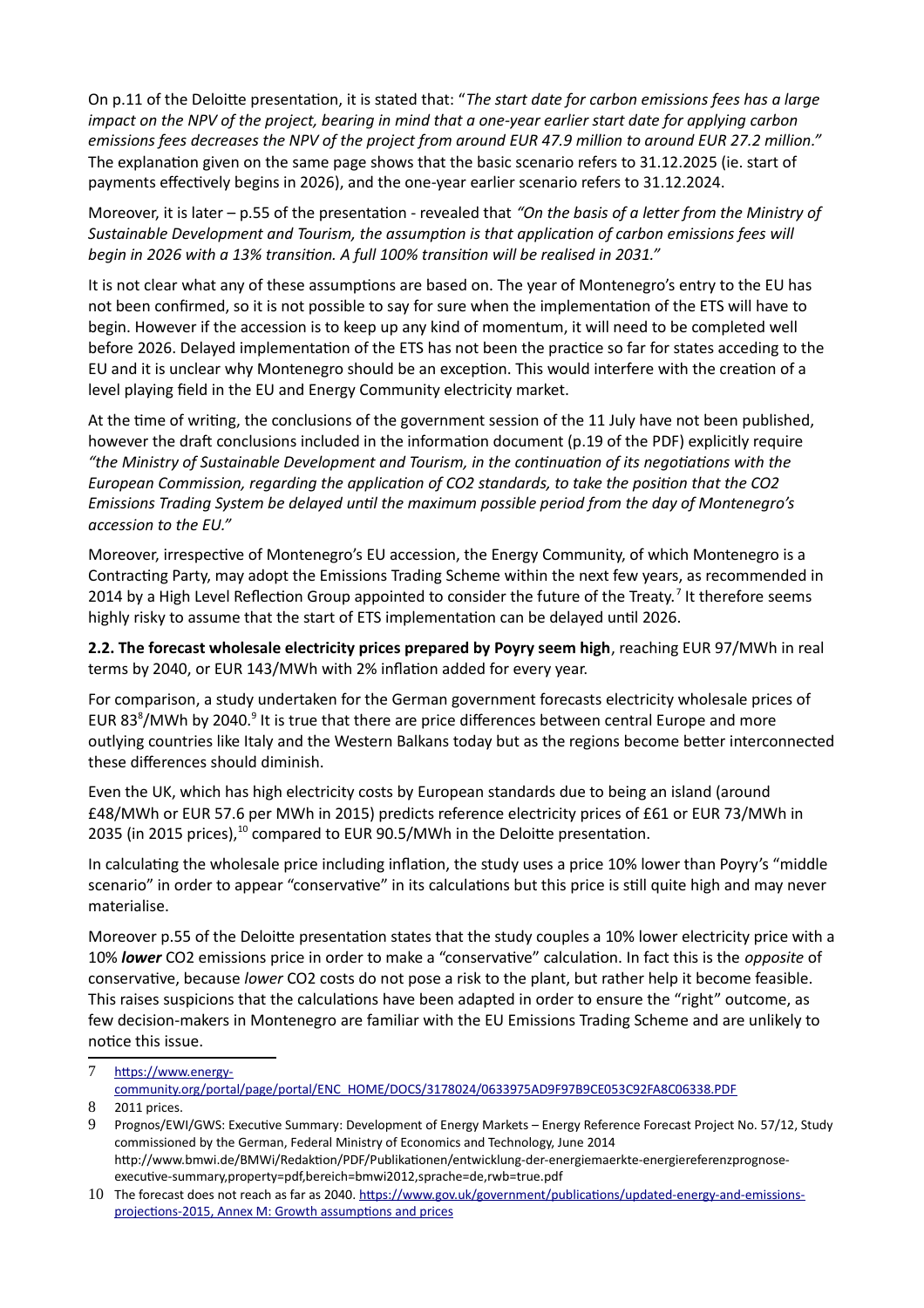On p.11 of the Deloitte presentation, it is stated that: "*The start date for carbon emissions fees has a large impact on the NPV of the project, bearing in mind that a one-year earlier start date for applying carbon emissions fees decreases the NPV of the project from around EUR 47.9 million to around EUR 27.2 million.*" The explanation given on the same page shows that the basic scenario refers to 31.12.2025 (ie. start of payments effectively begins in 2026), and the one-year earlier scenario refers to 31.12.2024.

Moreover, it is later – p.55 of the presentation - revealed that *"On the basis of a letter from the Ministry of Sustainable Development and Tourism, the assumption is that application of carbon emissions fees will begin in 2026 with a 13% transition. A full 100% transition will be realised in 2031."*

It is not clear what any of these assumptions are based on. The year of Montenegro's entry to the EU has not been confirmed, so it is not possible to say for sure when the implementation of the ETS will have to begin. However if the accession is to keep up any kind of momentum, it will need to be completed well before 2026. Delayed implementation of the ETS has not been the practice so far for states acceding to the EU and it is unclear why Montenegro should be an exception. This would interfere with the creation of a level playing field in the EU and Energy Community electricity market.

At the time of writing, the conclusions of the government session of the 11 July have not been published, however the draft conclusions included in the information document (p.19 of the PDF) explicitly require *"the Ministry of Sustainable Development and Tourism, in the continuation of its negotiations with the European Commission, regarding the application of CO2 standards, to take the position that the CO2 Emissions Trading System be delayed until the maximum possible period from the day of Montenegro's accession to the EU."*

Moreover, irrespective of Montenegro's EU accession, the Energy Community, of which Montenegro is a Contracting Party, may adopt the Emissions Trading Scheme within the next few years, as recommended in 2014 by a High Level Reflection Group appointed to consider the future of the Treaty.[7] It therefore seems highly risky to assume that the start of ETS implementation can be delayed until 2026.

**2.2. The forecast wholesale electricity prices prepared by Poyry seem high**, reaching EUR 97/MWh in real terms by 2040, or EUR 143/MWh with 2% inflation added for every year.

For comparison, a study undertaken for the German government forecasts electricity wholesale prices of EUR 83[8]/MWh by 2040.[9] It is true that there are price differences between central Europe and more outlying countries like Italy and the Western Balkans today but as the regions become better interconnected these differences should diminish.

Even the UK, which has high electricity costs by European standards due to being an island (around £48/MWh or EUR 57.6 per MWh in 2015) predicts reference electricity prices of £61 or EUR 73/MWh in 2035 (in 2015 prices),[10] compared to EUR 90.5/MWh in the Deloitte presentation.

In calculating the wholesale price including inflation, the study uses a price 10% lower than Poyry's "middle scenario" in order to appear "conservative" in its calculations but this price is still quite high and may never materialise.

Moreover p.55 of the Deloitte presentation states that the study couples a 10% lower electricity price with a 10% ***lower*** CO2 emissions price in order to make a "conservative" calculation. In fact this is the *opposite* of conservative, because *lower* CO2 costs do not pose a risk to the plant, but rather help it become feasible. This raises suspicions that the calculations have been adapted in order to ensure the "right" outcome, as few decision-makers in Montenegro are familiar with the EU Emissions Trading Scheme and are unlikely to notice this issue.

---

7 https://www.energy-community.org/portal/page/portal/ENC_HOME/DOCS/3178024/0633975AD9F97B9CE053C92FA8C06338.PDF

8 2011 prices.

9 Prognos/EWI/GWS: Executive Summary: Development of Energy Markets – Energy Reference Forecast Project No. 57/12, Study commissioned by the German, Federal Ministry of Economics and Technology, June 2014 http://www.bmwi.de/BMWi/Redaktion/PDF/Publikationen/entwicklung-der-energiemaerkte-energiereferenzprognose-executive-summary,property=pdf,bereich=bmwi2012,sprache=de,rwb=true.pdf

10 The forecast does not reach as far as 2040. https://www.gov.uk/government/publications/updated-energy-and-emissions-projections-2015, Annex M: Growth assumptions and prices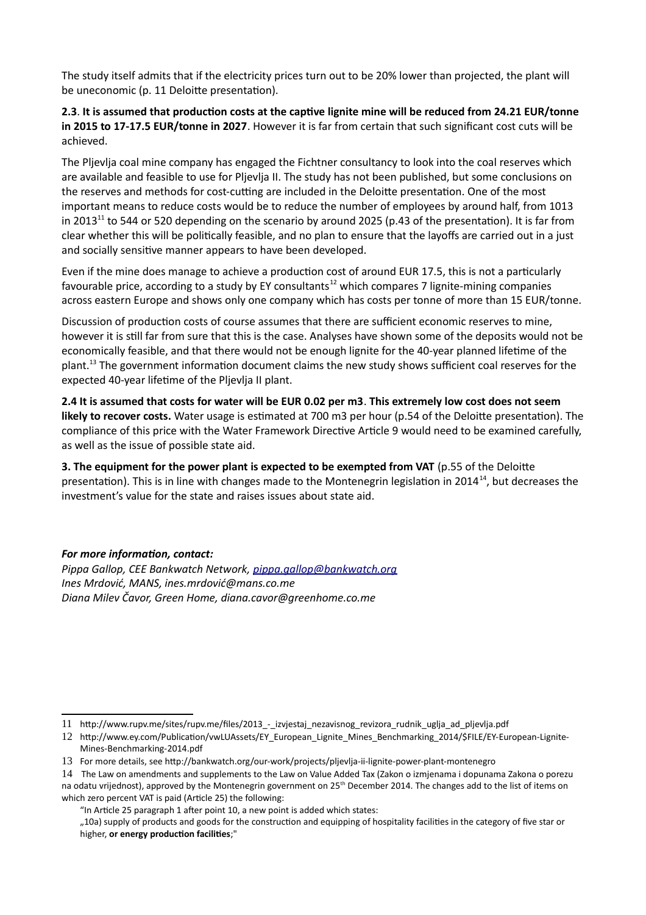The study itself admits that if the electricity prices turn out to be 20% lower than projected, the plant will be uneconomic (p. 11 Deloitte presentation).

**2.3**. **It is assumed that production costs at the captive lignite mine will be reduced from 24.21 EUR/tonne in 2015 to 17-17.5 EUR/tonne in 2027**. However it is far from certain that such significant cost cuts will be achieved.

The Pljevlja coal mine company has engaged the Fichtner consultancy to look into the coal reserves which are available and feasible to use for Pljevlja II. The study has not been published, but some conclusions on the reserves and methods for cost-cutting are included in the Deloitte presentation. One of the most important means to reduce costs would be to reduce the number of employees by around half, from 1013 in 2013[11] to 544 or 520 depending on the scenario by around 2025 (p.43 of the presentation). It is far from clear whether this will be politically feasible, and no plan to ensure that the layoffs are carried out in a just and socially sensitive manner appears to have been developed.

Even if the mine does manage to achieve a production cost of around EUR 17.5, this is not a particularly favourable price, according to a study by EY consultants[12] which compares 7 lignite-mining companies across eastern Europe and shows only one company which has costs per tonne of more than 15 EUR/tonne.

Discussion of production costs of course assumes that there are sufficient economic reserves to mine, however it is still far from sure that this is the case. Analyses have shown some of the deposits would not be economically feasible, and that there would not be enough lignite for the 40-year planned lifetime of the plant.[13] The government information document claims the new study shows sufficient coal reserves for the expected 40-year lifetime of the Pljevlja II plant.

**2.4 It is assumed that costs for water will be EUR 0.02 per m3**. **This extremely low cost does not seem likely to recover costs.** Water usage is estimated at 700 m3 per hour (p.54 of the Deloitte presentation). The compliance of this price with the Water Framework Directive Article 9 would need to be examined carefully, as well as the issue of possible state aid.

**3. The equipment for the power plant is expected to be exempted from VAT** (p.55 of the Deloitte presentation). This is in line with changes made to the Montenegrin legislation in 2014[14], but decreases the investment's value for the state and raises issues about state aid.

***For more information, contact:***
*Pippa Gallop, CEE Bankwatch Network, pippa.gallop@bankwatch.org*
*Ines Mrdović, MANS, ines.mrdović@mans.co.me*
*Diana Milev Čavor, Green Home, diana.cavor@greenhome.co.me*

---

11 http://www.rupv.me/sites/rupv.me/files/2013_-_izvjestaj_nezavisnog_revizora_rudnik_uglja_ad_pljevlja.pdf

12 http://www.ey.com/Publication/vwLUAssets/EY_European_Lignite_Mines_Benchmarking_2014/$FILE/EY-European-Lignite-Mines-Benchmarking-2014.pdf

13 For more details, see http://bankwatch.org/our-work/projects/pljevlja-ii-lignite-power-plant-montenegro

14 The Law on amendments and supplements to the Law on Value Added Tax (Zakon o izmjenama i dopunama Zakona o porezu na odatu vrijednost), approved by the Montenegrin government on 25th December 2014. The changes add to the list of items on which zero percent VAT is paid (Article 25) the following:

"In Article 25 paragraph 1 after point 10, a new point is added which states:

„10a) supply of products and goods for the construction and equipping of hospitality facilities in the category of five star or higher, **or energy production facilities**;"